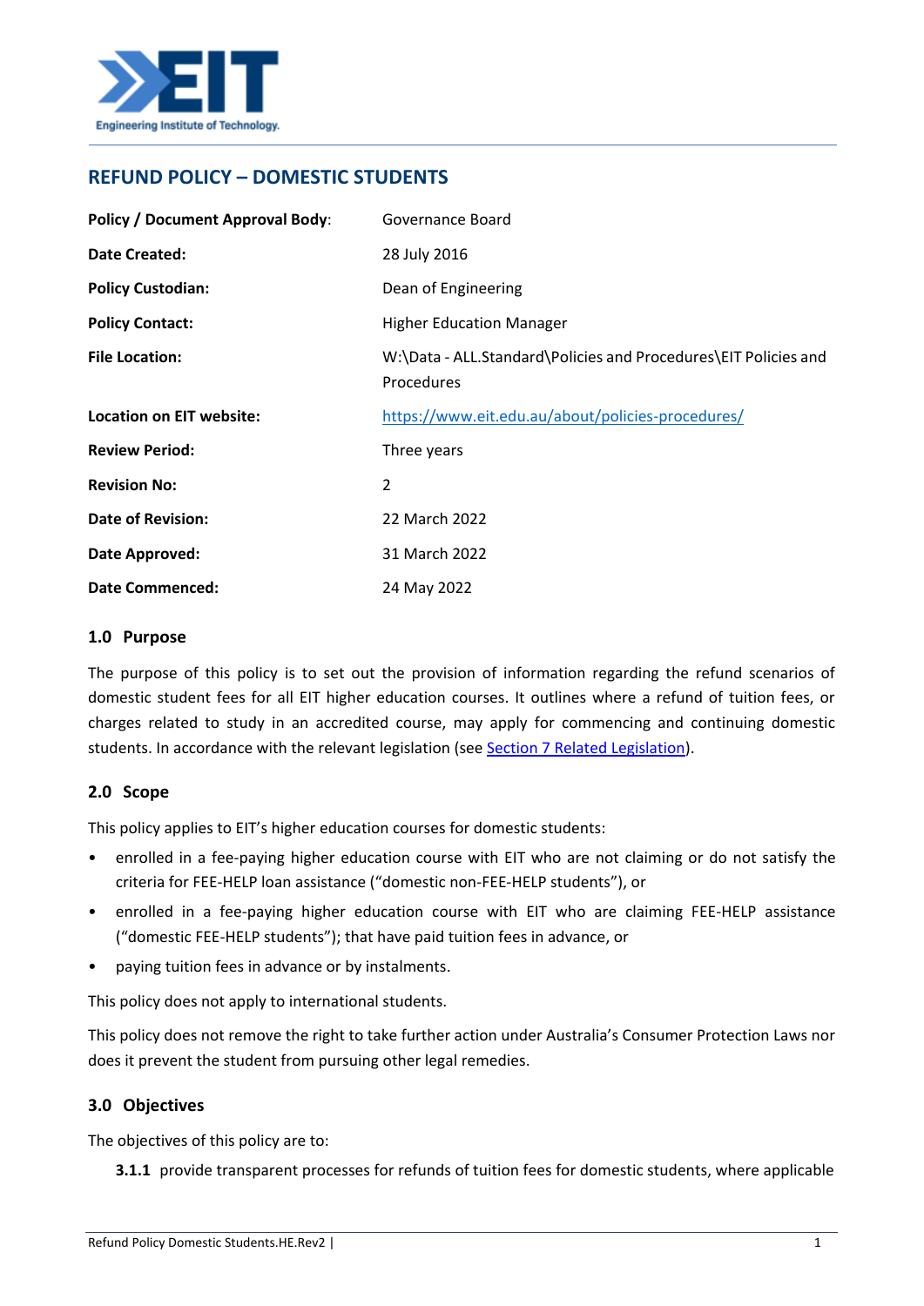# REFUND POLICY – DOMESTIC STUDENTS

| | |
|---|---|
| **Policy / Document Approval Body**: | Governance Board |
| **Date Created:** | 28 July 2016 |
| **Policy Custodian:** | Dean of Engineering |
| **Policy Contact:** | Higher Education Manager |
| **File Location:** | W:\Data - ALL.Standard\Policies and Procedures\EIT Policies and Procedures |
| **Location on EIT website:** | https://www.eit.edu.au/about/policies-procedures/ |
| **Review Period:** | Three years |
| **Revision No:** | 2 |
| **Date of Revision:** | 22 March 2022 |
| **Date Approved:** | 31 March 2022 |
| **Date Commenced:** | 24 May 2022 |

## 1.0 Purpose

The purpose of this policy is to set out the provision of information regarding the refund scenarios of domestic student fees for all EIT higher education courses. It outlines where a refund of tuition fees, or charges related to study in an accredited course, may apply for commencing and continuing domestic students. In accordance with the relevant legislation (see Section 7 Related Legislation).

## 2.0 Scope

This policy applies to EIT's higher education courses for domestic students:

- enrolled in a fee-paying higher education course with EIT who are not claiming or do not satisfy the criteria for FEE-HELP loan assistance ("domestic non-FEE-HELP students"), or
- enrolled in a fee-paying higher education course with EIT who are claiming FEE-HELP assistance ("domestic FEE-HELP students"); that have paid tuition fees in advance, or
- paying tuition fees in advance or by instalments.

This policy does not apply to international students.

This policy does not remove the right to take further action under Australia's Consumer Protection Laws nor does it prevent the student from pursuing other legal remedies.

## 3.0 Objectives

The objectives of this policy are to:

**3.1.1** provide transparent processes for refunds of tuition fees for domestic students, where applicable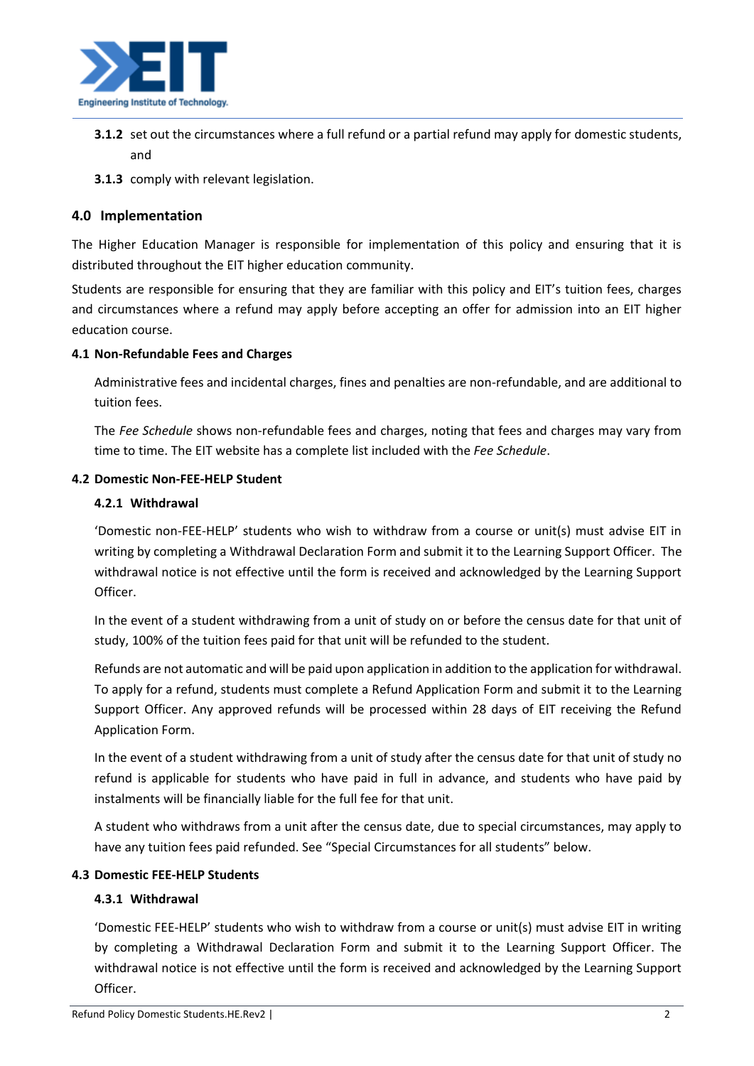**3.1.2** set out the circumstances where a full refund or a partial refund may apply for domestic students, and

**3.1.3** comply with relevant legislation.

## 4.0 Implementation

The Higher Education Manager is responsible for implementation of this policy and ensuring that it is distributed throughout the EIT higher education community.

Students are responsible for ensuring that they are familiar with this policy and EIT's tuition fees, charges and circumstances where a refund may apply before accepting an offer for admission into an EIT higher education course.

### 4.1 Non-Refundable Fees and Charges

Administrative fees and incidental charges, fines and penalties are non-refundable, and are additional to tuition fees.

The *Fee Schedule* shows non-refundable fees and charges, noting that fees and charges may vary from time to time. The EIT website has a complete list included with the *Fee Schedule*.

### 4.2 Domestic Non-FEE-HELP Student

#### 4.2.1 Withdrawal

'Domestic non-FEE-HELP' students who wish to withdraw from a course or unit(s) must advise EIT in writing by completing a Withdrawal Declaration Form and submit it to the Learning Support Officer. The withdrawal notice is not effective until the form is received and acknowledged by the Learning Support Officer.

In the event of a student withdrawing from a unit of study on or before the census date for that unit of study, 100% of the tuition fees paid for that unit will be refunded to the student.

Refunds are not automatic and will be paid upon application in addition to the application for withdrawal. To apply for a refund, students must complete a Refund Application Form and submit it to the Learning Support Officer. Any approved refunds will be processed within 28 days of EIT receiving the Refund Application Form.

In the event of a student withdrawing from a unit of study after the census date for that unit of study no refund is applicable for students who have paid in full in advance, and students who have paid by instalments will be financially liable for the full fee for that unit.

A student who withdraws from a unit after the census date, due to special circumstances, may apply to have any tuition fees paid refunded. See "Special Circumstances for all students" below.

### 4.3 Domestic FEE-HELP Students

#### 4.3.1 Withdrawal

'Domestic FEE-HELP' students who wish to withdraw from a course or unit(s) must advise EIT in writing by completing a Withdrawal Declaration Form and submit it to the Learning Support Officer. The withdrawal notice is not effective until the form is received and acknowledged by the Learning Support Officer.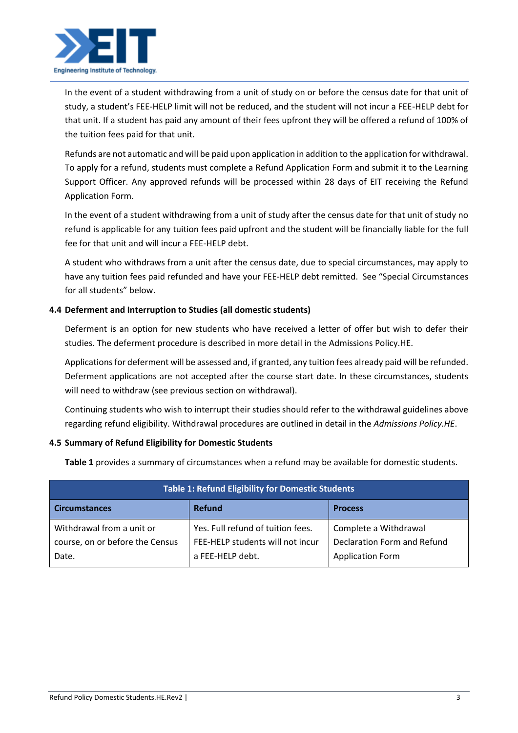In the event of a student withdrawing from a unit of study on or before the census date for that unit of study, a student's FEE-HELP limit will not be reduced, and the student will not incur a FEE-HELP debt for that unit. If a student has paid any amount of their fees upfront they will be offered a refund of 100% of the tuition fees paid for that unit.

Refunds are not automatic and will be paid upon application in addition to the application for withdrawal. To apply for a refund, students must complete a Refund Application Form and submit it to the Learning Support Officer. Any approved refunds will be processed within 28 days of EIT receiving the Refund Application Form.

In the event of a student withdrawing from a unit of study after the census date for that unit of study no refund is applicable for any tuition fees paid upfront and the student will be financially liable for the full fee for that unit and will incur a FEE-HELP debt.

A student who withdraws from a unit after the census date, due to special circumstances, may apply to have any tuition fees paid refunded and have your FEE-HELP debt remitted. See "Special Circumstances for all students" below.

### 4.4 Deferment and Interruption to Studies (all domestic students)

Deferment is an option for new students who have received a letter of offer but wish to defer their studies. The deferment procedure is described in more detail in the Admissions Policy.HE.

Applications for deferment will be assessed and, if granted, any tuition fees already paid will be refunded. Deferment applications are not accepted after the course start date. In these circumstances, students will need to withdraw (see previous section on withdrawal).

Continuing students who wish to interrupt their studies should refer to the withdrawal guidelines above regarding refund eligibility. Withdrawal procedures are outlined in detail in the *Admissions Policy.HE*.

### 4.5 Summary of Refund Eligibility for Domestic Students

**Table 1** provides a summary of circumstances when a refund may be available for domestic students.

| Table 1: Refund Eligibility for Domestic Students | | |
|---|---|---|
| **Circumstances** | **Refund** | **Process** |
| Withdrawal from a unit or course, on or before the Census Date. | Yes. Full refund of tuition fees. FEE-HELP students will not incur a FEE-HELP debt. | Complete a Withdrawal Declaration Form and Refund Application Form |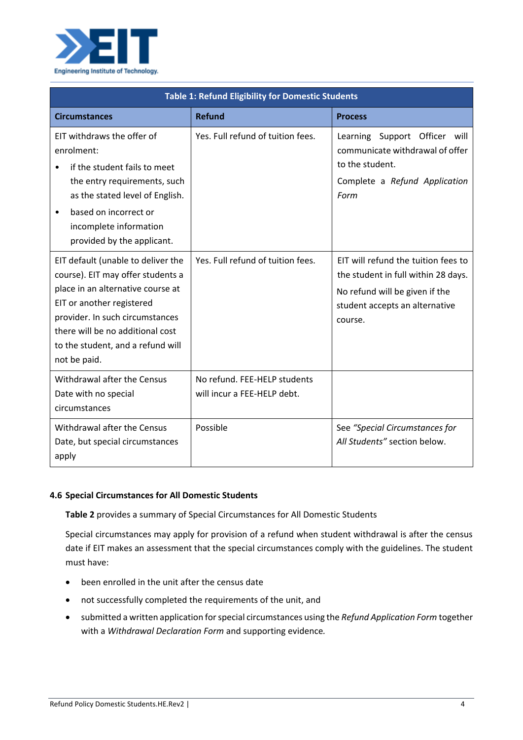| Table 1: Refund Eligibility for Domestic Students | | |
|---|---|---|
| **Circumstances** | **Refund** | **Process** |
| EIT withdraws the offer of enrolment:<br>• if the student fails to meet the entry requirements, such as the stated level of English.<br>• based on incorrect or incomplete information provided by the applicant. | Yes. Full refund of tuition fees. | Learning Support Officer will communicate withdrawal of offer to the student.<br>Complete a *Refund Application Form* |
| EIT default (unable to deliver the course). EIT may offer students a place in an alternative course at EIT or another registered provider. In such circumstances there will be no additional cost to the student, and a refund will not be paid. | Yes. Full refund of tuition fees. | EIT will refund the tuition fees to the student in full within 28 days.<br>No refund will be given if the student accepts an alternative course. |
| Withdrawal after the Census Date with no special circumstances | No refund. FEE-HELP students will incur a FEE-HELP debt. | |
| Withdrawal after the Census Date, but special circumstances apply | Possible | See *"Special Circumstances for All Students"* section below. |

### 4.6 Special Circumstances for All Domestic Students

**Table 2** provides a summary of Special Circumstances for All Domestic Students

Special circumstances may apply for provision of a refund when student withdrawal is after the census date if EIT makes an assessment that the special circumstances comply with the guidelines. The student must have:

- been enrolled in the unit after the census date
- not successfully completed the requirements of the unit, and
- submitted a written application for special circumstances using the *Refund Application Form* together with a *Withdrawal Declaration Form* and supporting evidence.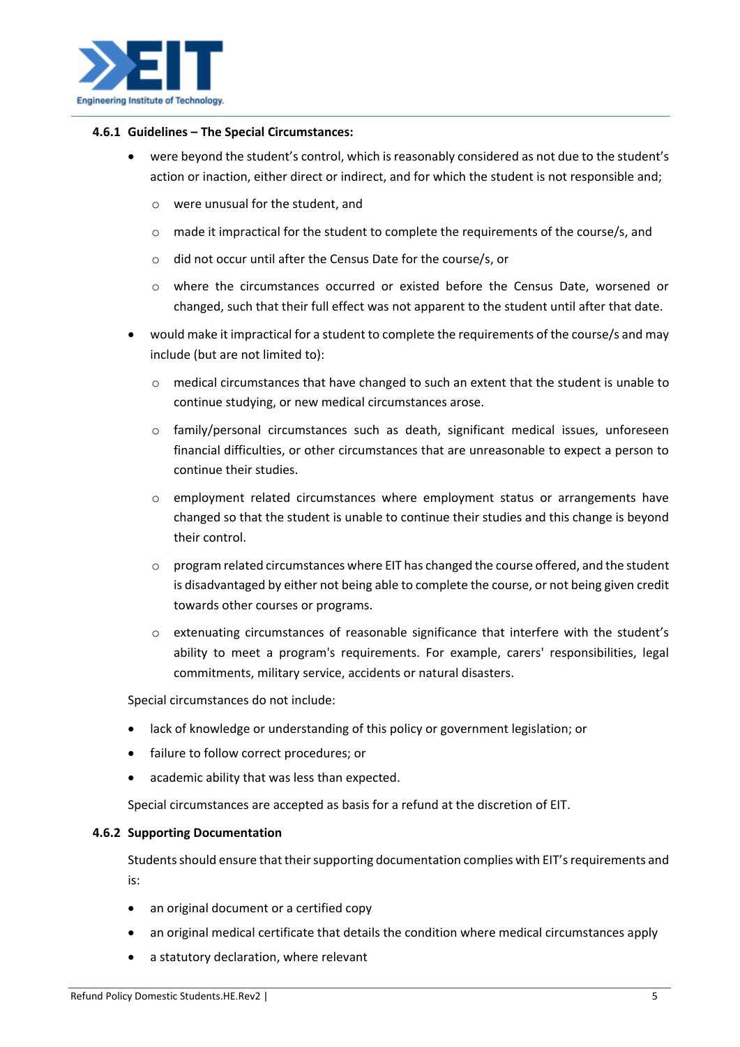#### 4.6.1 Guidelines – The Special Circumstances:

- were beyond the student's control, which is reasonably considered as not due to the student's action or inaction, either direct or indirect, and for which the student is not responsible and;
  - were unusual for the student, and
  - made it impractical for the student to complete the requirements of the course/s, and
  - did not occur until after the Census Date for the course/s, or
  - where the circumstances occurred or existed before the Census Date, worsened or changed, such that their full effect was not apparent to the student until after that date.
- would make it impractical for a student to complete the requirements of the course/s and may include (but are not limited to):
  - medical circumstances that have changed to such an extent that the student is unable to continue studying, or new medical circumstances arose.
  - family/personal circumstances such as death, significant medical issues, unforeseen financial difficulties, or other circumstances that are unreasonable to expect a person to continue their studies.
  - employment related circumstances where employment status or arrangements have changed so that the student is unable to continue their studies and this change is beyond their control.
  - program related circumstances where EIT has changed the course offered, and the student is disadvantaged by either not being able to complete the course, or not being given credit towards other courses or programs.
  - extenuating circumstances of reasonable significance that interfere with the student's ability to meet a program's requirements. For example, carers' responsibilities, legal commitments, military service, accidents or natural disasters.

Special circumstances do not include:

- lack of knowledge or understanding of this policy or government legislation; or
- failure to follow correct procedures; or
- academic ability that was less than expected.

Special circumstances are accepted as basis for a refund at the discretion of EIT.

#### 4.6.2 Supporting Documentation

Students should ensure that their supporting documentation complies with EIT's requirements and is:

- an original document or a certified copy
- an original medical certificate that details the condition where medical circumstances apply
- a statutory declaration, where relevant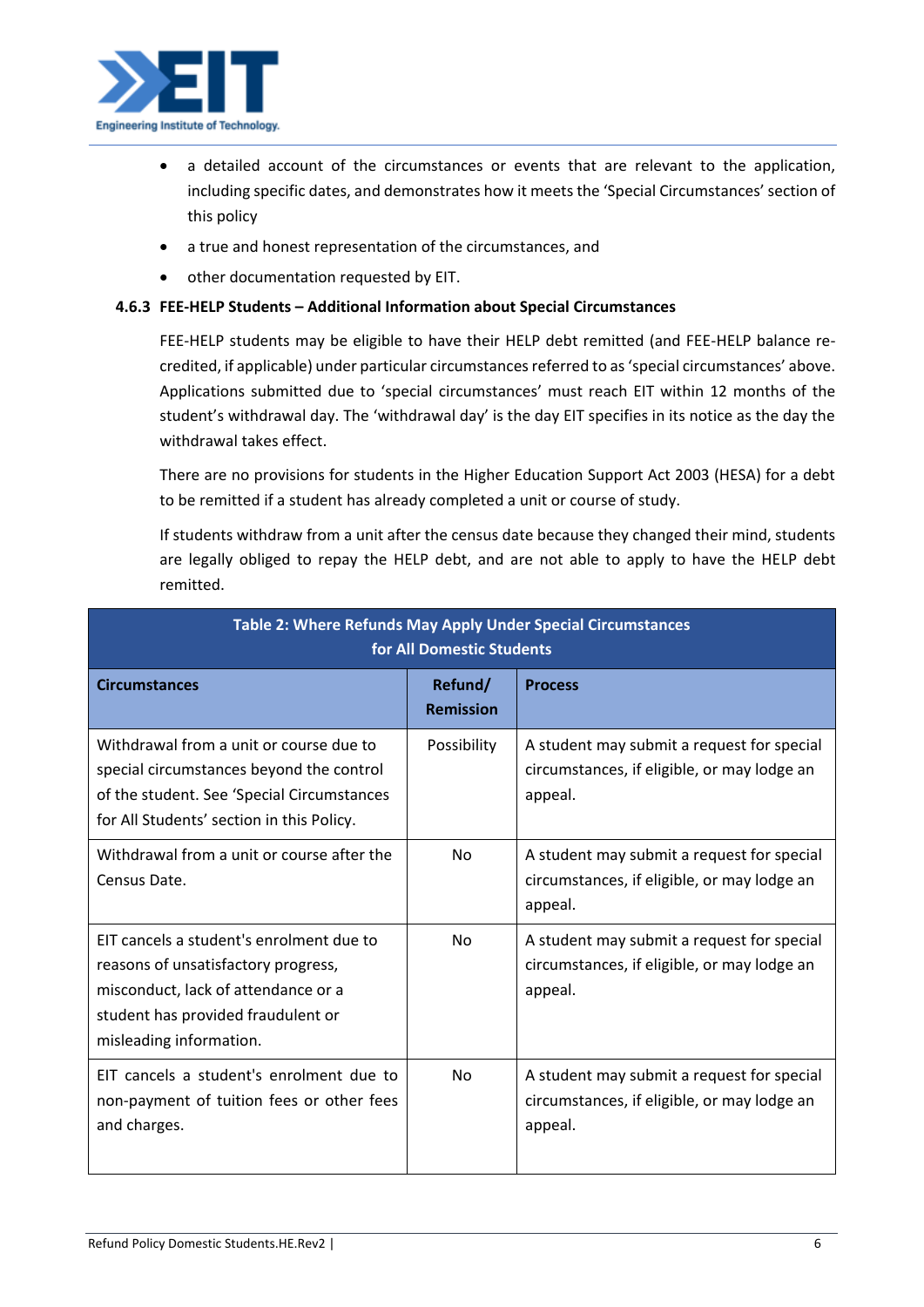- a detailed account of the circumstances or events that are relevant to the application, including specific dates, and demonstrates how it meets the 'Special Circumstances' section of this policy
- a true and honest representation of the circumstances, and
- other documentation requested by EIT.

#### 4.6.3 FEE-HELP Students – Additional Information about Special Circumstances

FEE-HELP students may be eligible to have their HELP debt remitted (and FEE-HELP balance re-credited, if applicable) under particular circumstances referred to as 'special circumstances' above. Applications submitted due to 'special circumstances' must reach EIT within 12 months of the student's withdrawal day. The 'withdrawal day' is the day EIT specifies in its notice as the day the withdrawal takes effect.

There are no provisions for students in the Higher Education Support Act 2003 (HESA) for a debt to be remitted if a student has already completed a unit or course of study.

If students withdraw from a unit after the census date because they changed their mind, students are legally obliged to repay the HELP debt, and are not able to apply to have the HELP debt remitted.

**Table 2: Where Refunds May Apply Under Special Circumstances for All Domestic Students**

| Circumstances | Refund/ Remission | Process |
|---|---|---|
| Withdrawal from a unit or course due to special circumstances beyond the control of the student. See 'Special Circumstances for All Students' section in this Policy. | Possibility | A student may submit a request for special circumstances, if eligible, or may lodge an appeal. |
| Withdrawal from a unit or course after the Census Date. | No | A student may submit a request for special circumstances, if eligible, or may lodge an appeal. |
| EIT cancels a student's enrolment due to reasons of unsatisfactory progress, misconduct, lack of attendance or a student has provided fraudulent or misleading information. | No | A student may submit a request for special circumstances, if eligible, or may lodge an appeal. |
| EIT cancels a student's enrolment due to non-payment of tuition fees or other fees and charges. | No | A student may submit a request for special circumstances, if eligible, or may lodge an appeal. |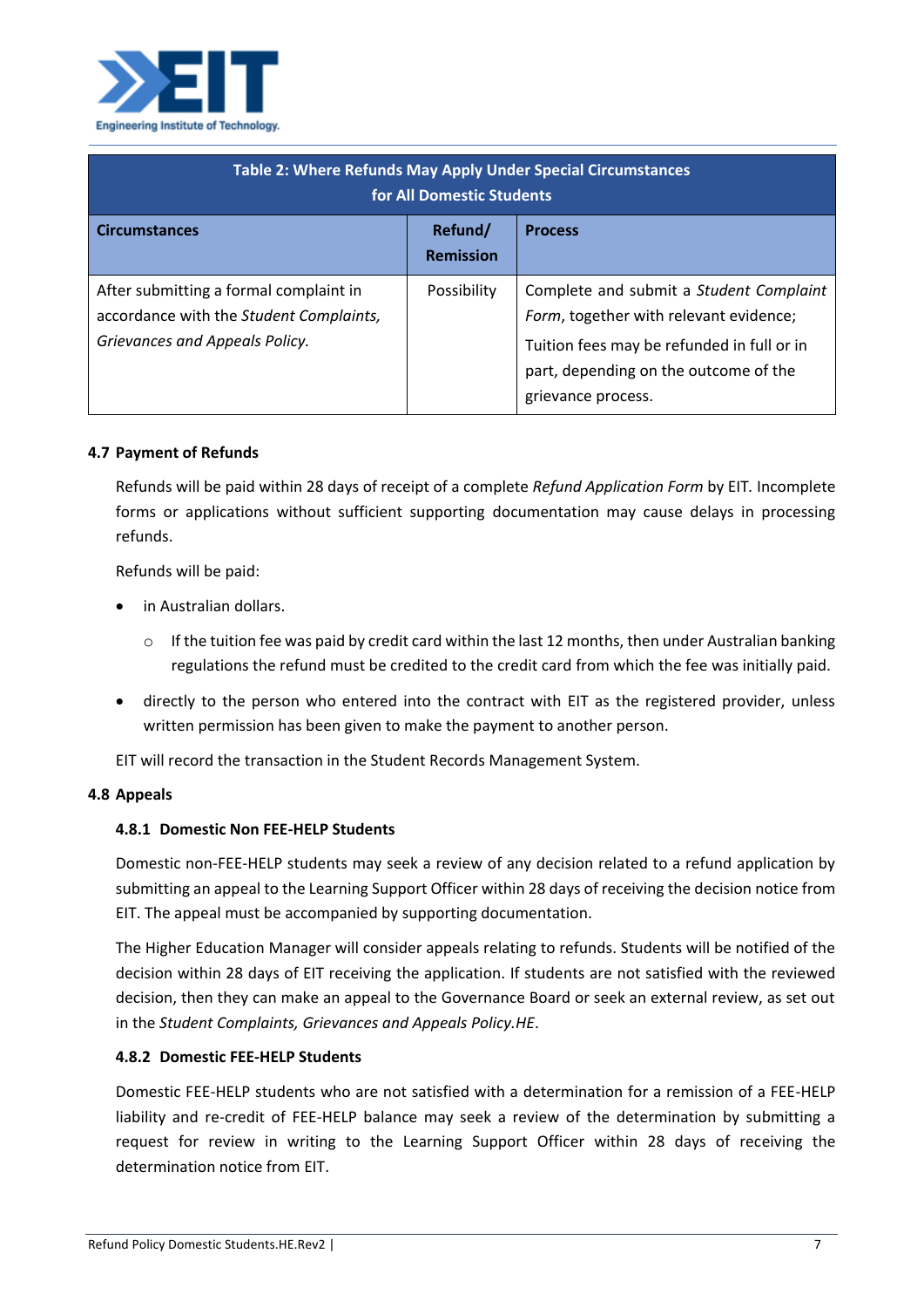| Table 2: Where Refunds May Apply Under Special Circumstances for All Domestic Students | | |
|---|---|---|
| **Circumstances** | **Refund/ Remission** | **Process** |
| After submitting a formal complaint in accordance with the *Student Complaints, Grievances and Appeals Policy.* | Possibility | Complete and submit a *Student Complaint Form*, together with relevant evidence;<br>Tuition fees may be refunded in full or in part, depending on the outcome of the grievance process. |

### 4.7 Payment of Refunds

Refunds will be paid within 28 days of receipt of a complete *Refund Application Form* by EIT. Incomplete forms or applications without sufficient supporting documentation may cause delays in processing refunds.

Refunds will be paid:

- in Australian dollars.
  - If the tuition fee was paid by credit card within the last 12 months, then under Australian banking regulations the refund must be credited to the credit card from which the fee was initially paid.
- directly to the person who entered into the contract with EIT as the registered provider, unless written permission has been given to make the payment to another person.

EIT will record the transaction in the Student Records Management System.

### 4.8 Appeals

#### 4.8.1 Domestic Non FEE-HELP Students

Domestic non-FEE-HELP students may seek a review of any decision related to a refund application by submitting an appeal to the Learning Support Officer within 28 days of receiving the decision notice from EIT. The appeal must be accompanied by supporting documentation.

The Higher Education Manager will consider appeals relating to refunds. Students will be notified of the decision within 28 days of EIT receiving the application. If students are not satisfied with the reviewed decision, then they can make an appeal to the Governance Board or seek an external review, as set out in the *Student Complaints, Grievances and Appeals Policy.HE*.

#### 4.8.2 Domestic FEE-HELP Students

Domestic FEE-HELP students who are not satisfied with a determination for a remission of a FEE-HELP liability and re-credit of FEE-HELP balance may seek a review of the determination by submitting a request for review in writing to the Learning Support Officer within 28 days of receiving the determination notice from EIT.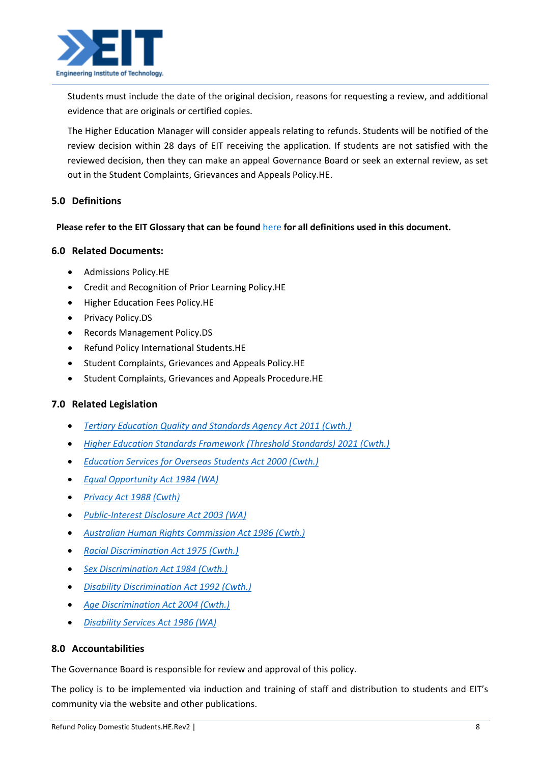Students must include the date of the original decision, reasons for requesting a review, and additional evidence that are originals or certified copies.

The Higher Education Manager will consider appeals relating to refunds. Students will be notified of the review decision within 28 days of EIT receiving the application. If students are not satisfied with the reviewed decision, then they can make an appeal Governance Board or seek an external review, as set out in the Student Complaints, Grievances and Appeals Policy.HE.

## 5.0 Definitions

**Please refer to the EIT Glossary that can be found here for all definitions used in this document.**

## 6.0 Related Documents:

- Admissions Policy.HE
- Credit and Recognition of Prior Learning Policy.HE
- Higher Education Fees Policy.HE
- Privacy Policy.DS
- Records Management Policy.DS
- Refund Policy International Students.HE
- Student Complaints, Grievances and Appeals Policy.HE
- Student Complaints, Grievances and Appeals Procedure.HE

## 7.0 Related Legislation

- *Tertiary Education Quality and Standards Agency Act 2011 (Cwth.)*
- *Higher Education Standards Framework (Threshold Standards) 2021 (Cwth.)*
- *Education Services for Overseas Students Act 2000 (Cwth.)*
- *Equal Opportunity Act 1984 (WA)*
- *Privacy Act 1988 (Cwth)*
- *Public-Interest Disclosure Act 2003 (WA)*
- *Australian Human Rights Commission Act 1986 (Cwth.)*
- *Racial Discrimination Act 1975 (Cwth.)*
- *Sex Discrimination Act 1984 (Cwth.)*
- *Disability Discrimination Act 1992 (Cwth.)*
- *Age Discrimination Act 2004 (Cwth.)*
- *Disability Services Act 1986 (WA)*

## 8.0 Accountabilities

The Governance Board is responsible for review and approval of this policy.

The policy is to be implemented via induction and training of staff and distribution to students and EIT's community via the website and other publications.